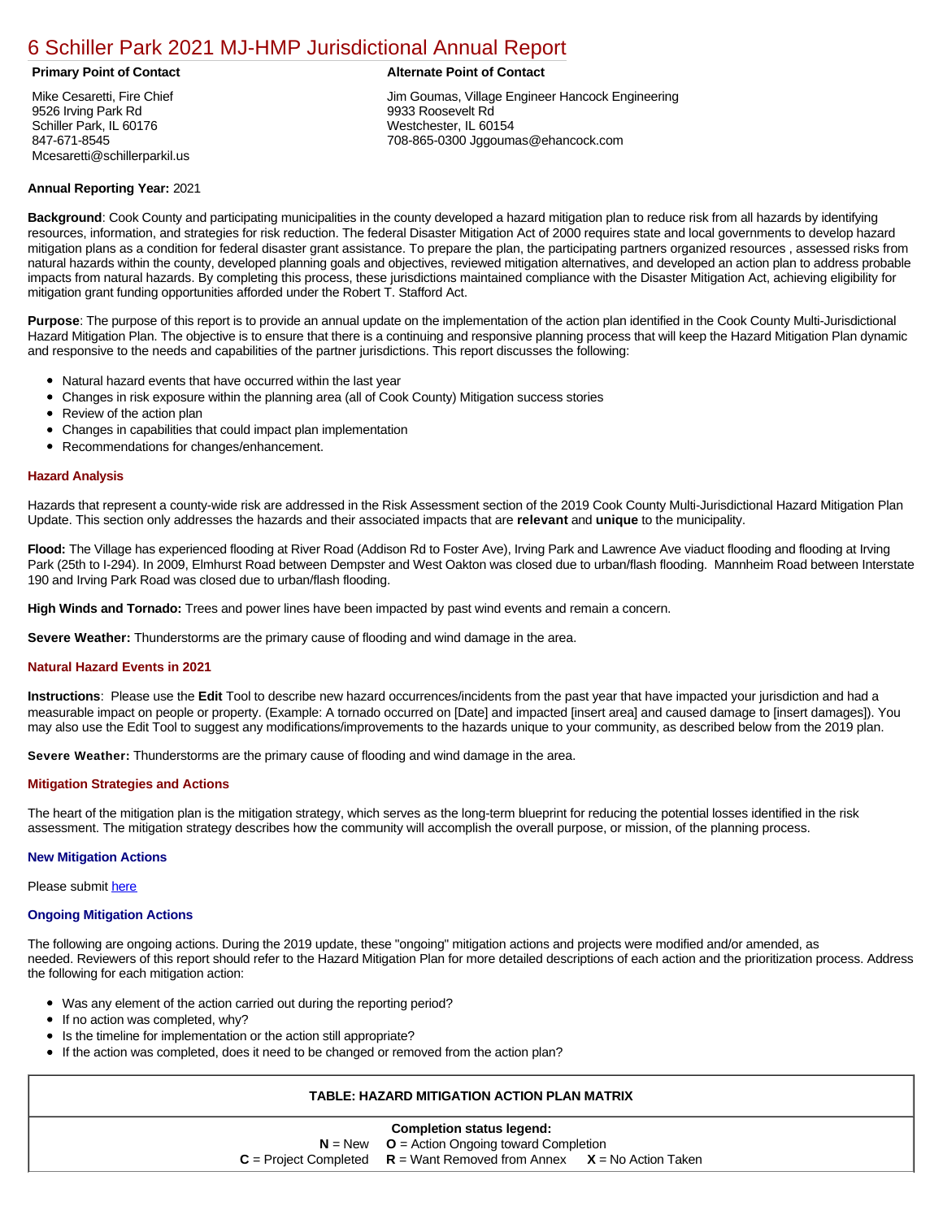# 6 Schiller Park 2021 MJ-HMP Jurisdictional Annual Report

**Primary Point of Contact**

Mike Cesaretti, Fire Chief
9526 Irving Park Rd
Schiller Park, IL 60176
847-671-8545
Mcesaretti@schillerparkil.us

**Alternate Point of Contact**

Jim Goumas, Village Engineer Hancock Engineering
9933 Roosevelt Rd
Westchester, IL 60154
708-865-0300 Jggoumas@ehancock.com

**Annual Reporting Year:** 2021

**Background**: Cook County and participating municipalities in the county developed a hazard mitigation plan to reduce risk from all hazards by identifying resources, information, and strategies for risk reduction. The federal Disaster Mitigation Act of 2000 requires state and local governments to develop hazard mitigation plans as a condition for federal disaster grant assistance. To prepare the plan, the participating partners organized resources , assessed risks from natural hazards within the county, developed planning goals and objectives, reviewed mitigation alternatives, and developed an action plan to address probable impacts from natural hazards. By completing this process, these jurisdictions maintained compliance with the Disaster Mitigation Act, achieving eligibility for mitigation grant funding opportunities afforded under the Robert T. Stafford Act.

**Purpose**: The purpose of this report is to provide an annual update on the implementation of the action plan identified in the Cook County Multi-Jurisdictional Hazard Mitigation Plan. The objective is to ensure that there is a continuing and responsive planning process that will keep the Hazard Mitigation Plan dynamic and responsive to the needs and capabilities of the partner jurisdictions. This report discusses the following:

- Natural hazard events that have occurred within the last year
- Changes in risk exposure within the planning area (all of Cook County) Mitigation success stories
- Review of the action plan
- Changes in capabilities that could impact plan implementation
- Recommendations for changes/enhancement.

### Hazard Analysis

Hazards that represent a county-wide risk are addressed in the Risk Assessment section of the 2019 Cook County Multi-Jurisdictional Hazard Mitigation Plan Update. This section only addresses the hazards and their associated impacts that are **relevant** and **unique** to the municipality.

**Flood:** The Village has experienced flooding at River Road (Addison Rd to Foster Ave), Irving Park and Lawrence Ave viaduct flooding and flooding at Irving Park (25th to I-294). In 2009, Elmhurst Road between Dempster and West Oakton was closed due to urban/flash flooding. Mannheim Road between Interstate 190 and Irving Park Road was closed due to urban/flash flooding.

**High Winds and Tornado:** Trees and power lines have been impacted by past wind events and remain a concern.

**Severe Weather:** Thunderstorms are the primary cause of flooding and wind damage in the area.

### Natural Hazard Events in 2021

**Instructions**: Please use the **Edit** Tool to describe new hazard occurrences/incidents from the past year that have impacted your jurisdiction and had a measurable impact on people or property. (Example: A tornado occurred on [Date] and impacted [insert area] and caused damage to [insert damages]). You may also use the Edit Tool to suggest any modifications/improvements to the hazards unique to your community, as described below from the 2019 plan.

**Severe Weather:** Thunderstorms are the primary cause of flooding and wind damage in the area.

### Mitigation Strategies and Actions

The heart of the mitigation plan is the mitigation strategy, which serves as the long-term blueprint for reducing the potential losses identified in the risk assessment. The mitigation strategy describes how the community will accomplish the overall purpose, or mission, of the planning process.

#### New Mitigation Actions

Please submit here

#### Ongoing Mitigation Actions

The following are ongoing actions. During the 2019 update, these "ongoing" mitigation actions and projects were modified and/or amended, as needed. Reviewers of this report should refer to the Hazard Mitigation Plan for more detailed descriptions of each action and the prioritization process. Address the following for each mitigation action:

- Was any element of the action carried out during the reporting period?
- If no action was completed, why?
- Is the timeline for implementation or the action still appropriate?
- If the action was completed, does it need to be changed or removed from the action plan?

| TABLE: HAZARD MITIGATION ACTION PLAN MATRIX |
|---|
| **Completion status legend:**<br>**N** = New **O** = Action Ongoing toward Completion<br>**C** = Project Completed **R** = Want Removed from Annex **X** = No Action Taken |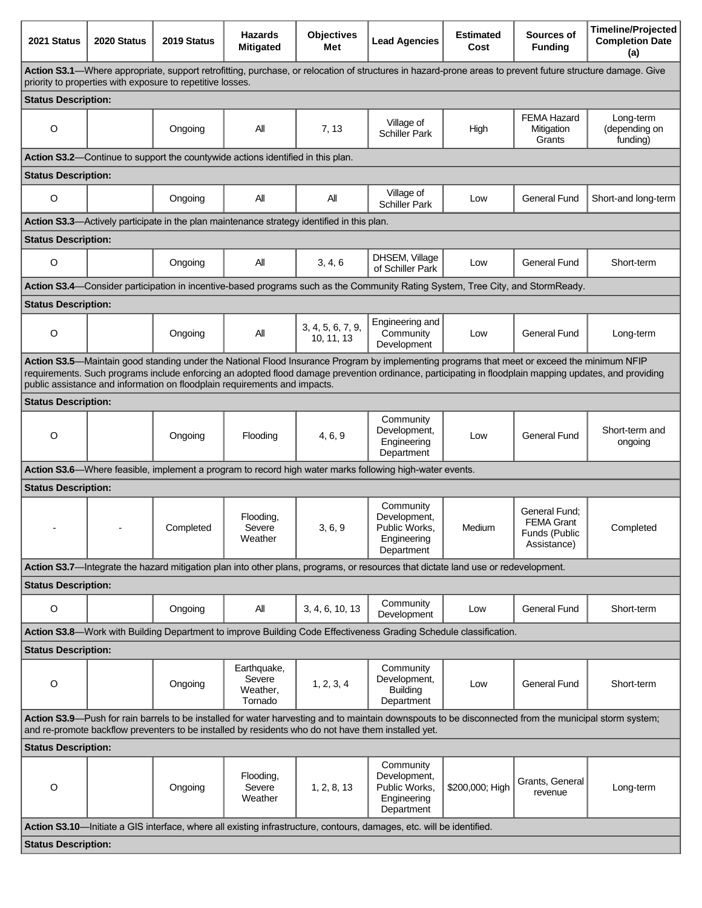| 2021 Status | 2020 Status | 2019 Status | Hazards Mitigated | Objectives Met | Lead Agencies | Estimated Cost | Sources of Funding | Timeline/Projected Completion Date (a) |
|---|---|---|---|---|---|---|---|---|
| **Action S3.1**—Where appropriate, support retrofitting, purchase, or relocation of structures in hazard-prone areas to prevent future structure damage. Give priority to properties with exposure to repetitive losses. | | | | | | | | |
| **Status Description:** | | | | | | | | |
| O | | Ongoing | All | 7, 13 | Village of Schiller Park | High | FEMA Hazard Mitigation Grants | Long-term (depending on funding) |
| **Action S3.2**—Continue to support the countywide actions identified in this plan. | | | | | | | | |
| **Status Description:** | | | | | | | | |
| O | | Ongoing | All | All | Village of Schiller Park | Low | General Fund | Short-and long-term |
| **Action S3.3**—Actively participate in the plan maintenance strategy identified in this plan. | | | | | | | | |
| **Status Description:** | | | | | | | | |
| O | | Ongoing | All | 3, 4, 6 | DHSEM, Village of Schiller Park | Low | General Fund | Short-term |
| **Action S3.4**—Consider participation in incentive-based programs such as the Community Rating System, Tree City, and StormReady. | | | | | | | | |
| **Status Description:** | | | | | | | | |
| O | | Ongoing | All | 3, 4, 5, 6, 7, 9, 10, 11, 13 | Engineering and Community Development | Low | General Fund | Long-term |
| **Action S3.5**—Maintain good standing under the National Flood Insurance Program by implementing programs that meet or exceed the minimum NFIP requirements. Such programs include enforcing an adopted flood damage prevention ordinance, participating in floodplain mapping updates, and providing public assistance and information on floodplain requirements and impacts. | | | | | | | | |
| **Status Description:** | | | | | | | | |
| O | | Ongoing | Flooding | 4, 6, 9 | Community Development, Engineering Department | Low | General Fund | Short-term and ongoing |
| **Action S3.6**—Where feasible, implement a program to record high water marks following high-water events. | | | | | | | | |
| **Status Description:** | | | | | | | | |
| - | - | Completed | Flooding, Severe Weather | 3, 6, 9 | Community Development, Public Works, Engineering Department | Medium | General Fund; FEMA Grant Funds (Public Assistance) | Completed |
| **Action S3.7**—Integrate the hazard mitigation plan into other plans, programs, or resources that dictate land use or redevelopment. | | | | | | | | |
| **Status Description:** | | | | | | | | |
| O | | Ongoing | All | 3, 4, 6, 10, 13 | Community Development | Low | General Fund | Short-term |
| **Action S3.8**—Work with Building Department to improve Building Code Effectiveness Grading Schedule classification. | | | | | | | | |
| **Status Description:** | | | | | | | | |
| O | | Ongoing | Earthquake, Severe Weather, Tornado | 1, 2, 3, 4 | Community Development, Building Department | Low | General Fund | Short-term |
| **Action S3.9**—Push for rain barrels to be installed for water harvesting and to maintain downspouts to be disconnected from the municipal storm system; and re-promote backflow preventers to be installed by residents who do not have them installed yet. | | | | | | | | |
| **Status Description:** | | | | | | | | |
| O | | Ongoing | Flooding, Severe Weather | 1, 2, 8, 13 | Community Development, Public Works, Engineering Department | $200,000; High | Grants, General revenue | Long-term |
| **Action S3.10**—Initiate a GIS interface, where all existing infrastructure, contours, damages, etc. will be identified. | | | | | | | | |
| **Status Description:** | | | | | | | | |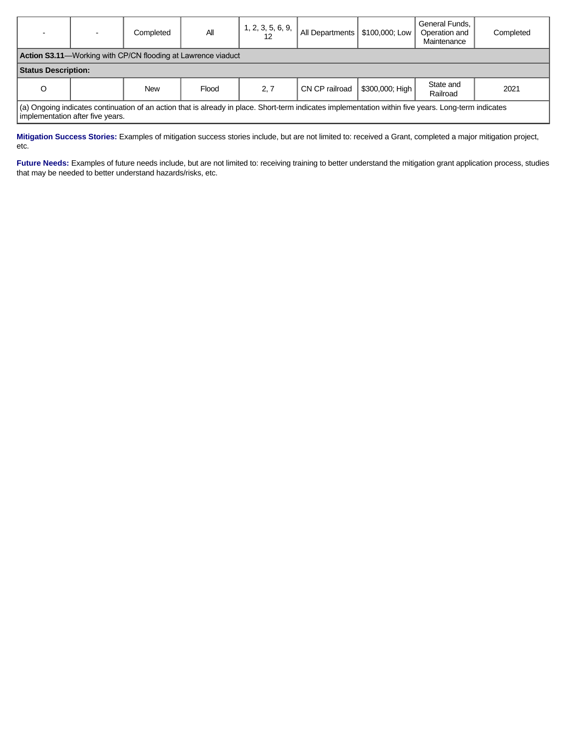| | | | | | | | | |
|---|---|---|---|---|---|---|---|---|
| - | - | Completed | All | 1, 2, 3, 5, 6, 9, 12 | All Departments | $100,000; Low | General Funds, Operation and Maintenance | Completed |
| **Action S3.11**—Working with CP/CN flooding at Lawrence viaduct | | | | | | | | |
| **Status Description:** | | | | | | | | |
| O | | New | Flood | 2, 7 | CN CP railroad | $300,000; High | State and Railroad | 2021 |
| (a) Ongoing indicates continuation of an action that is already in place. Short-term indicates implementation within five years. Long-term indicates implementation after five years. | | | | | | | | |

**Mitigation Success Stories:** Examples of mitigation success stories include, but are not limited to: received a Grant, completed a major mitigation project, etc.

**Future Needs:** Examples of future needs include, but are not limited to: receiving training to better understand the mitigation grant application process, studies that may be needed to better understand hazards/risks, etc.